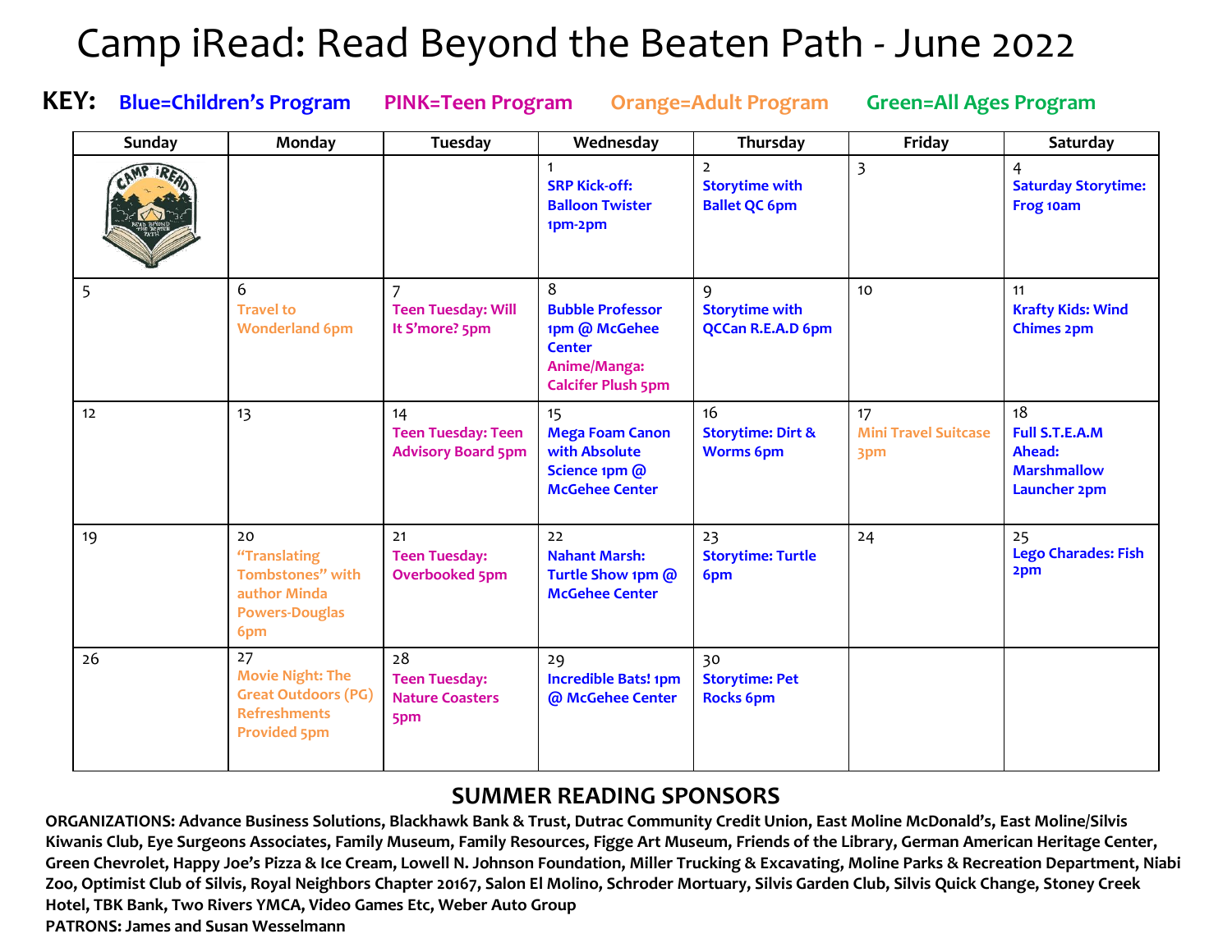# Camp iRead: Read Beyond the Beaten Path - June 2022

**KEY:** Blue=Children's Program | PINK=Teen Program | Orange=Adult Program | Green=All Ages Program

| Sunday | Monday | Tuesday | Wednesday | Thursday | Friday | Saturday |
|---|---|---|---|---|---|---|
| | | | 1 **SRP Kick-off: Balloon Twister 1pm-2pm** | 2 **Storytime with Ballet QC 6pm** | 3 | 4 **Saturday Storytime: Frog 10am** |
| 5 | 6 **Travel to Wonderland 6pm** | 7 **Teen Tuesday: Will It S'more? 5pm** | 8 **Bubble Professor 1pm @ McGehee Center** **Anime/Manga: Calcifer Plush 5pm** | 9 **Storytime with QCCan R.E.A.D 6pm** | 10 | 11 **Krafty Kids: Wind Chimes 2pm** |
| 12 | 13 | 14 **Teen Tuesday: Teen Advisory Board 5pm** | 15 **Mega Foam Canon with Absolute Science 1pm @ McGehee Center** | 16 **Storytime: Dirt & Worms 6pm** | 17 **Mini Travel Suitcase 3pm** | 18 **Full S.T.E.A.M Ahead: Marshmallow Launcher 2pm** |
| 19 | 20 **"Translating Tombstones" with author Minda Powers-Douglas 6pm** | 21 **Teen Tuesday: Overbooked 5pm** | 22 **Nahant Marsh: Turtle Show 1pm @ McGehee Center** | 23 **Storytime: Turtle 6pm** | 24 | 25 **Lego Charades: Fish 2pm** |
| 26 | 27 **Movie Night: The Great Outdoors (PG) Refreshments Provided 5pm** | 28 **Teen Tuesday: Nature Coasters 5pm** | 29 **Incredible Bats! 1pm @ McGehee Center** | 30 **Storytime: Pet Rocks 6pm** | | |

## SUMMER READING SPONSORS

**ORGANIZATIONS: Advance Business Solutions, Blackhawk Bank & Trust, Dutrac Community Credit Union, East Moline McDonald's, East Moline/Silvis Kiwanis Club, Eye Surgeons Associates, Family Museum, Family Resources, Figge Art Museum, Friends of the Library, German American Heritage Center, Green Chevrolet, Happy Joe's Pizza & Ice Cream, Lowell N. Johnson Foundation, Miller Trucking & Excavating, Moline Parks & Recreation Department, Niabi Zoo, Optimist Club of Silvis, Royal Neighbors Chapter 20167, Salon El Molino, Schroder Mortuary, Silvis Garden Club, Silvis Quick Change, Stoney Creek Hotel, TBK Bank, Two Rivers YMCA, Video Games Etc, Weber Auto Group**

**PATRONS: James and Susan Wesselmann**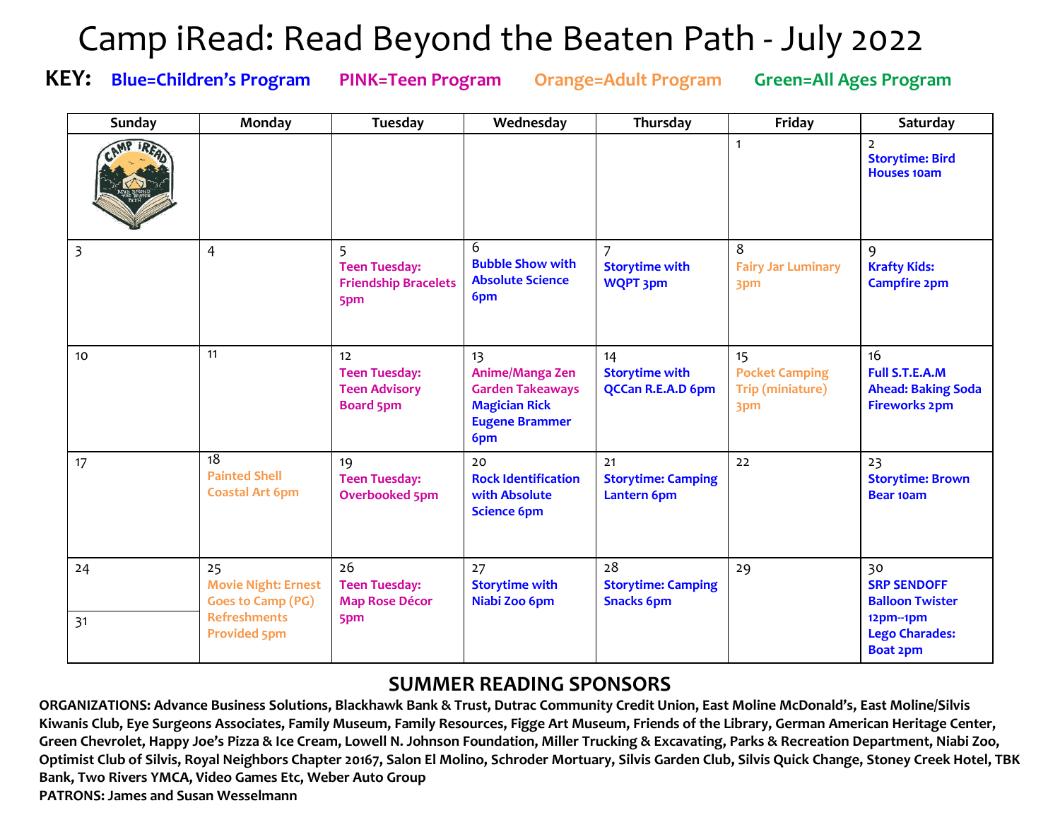# Camp iRead: Read Beyond the Beaten Path - July 2022

**KEY:** Blue=Children's Program PINK=Teen Program Orange=Adult Program Green=All Ages Program

| Sunday | Monday | Tuesday | Wednesday | Thursday | Friday | Saturday |
|---|---|---|---|---|---|---|
| | | | | | 1 | 2 Storytime: Bird Houses 10am |
| 3 | 4 | 5 Teen Tuesday: Friendship Bracelets 5pm | 6 Bubble Show with Absolute Science 6pm | 7 Storytime with WQPT 3pm | 8 Fairy Jar Luminary 3pm | 9 Krafty Kids: Campfire 2pm |
| 10 | 11 | 12 Teen Tuesday: Teen Advisory Board 5pm | 13 Anime/Manga Zen Garden Takeaways Magician Rick Eugene Brammer 6pm | 14 Storytime with QCCan R.E.A.D 6pm | 15 Pocket Camping Trip (miniature) 3pm | 16 Full S.T.E.A.M Ahead: Baking Soda Fireworks 2pm |
| 17 | 18 Painted Shell Coastal Art 6pm | 19 Teen Tuesday: Overbooked 5pm | 20 Rock Identification with Absolute Science 6pm | 21 Storytime: Camping Lantern 6pm | 22 | 23 Storytime: Brown Bear 10am |
| 24 / 31 | 25 Movie Night: Ernest Goes to Camp (PG) Refreshments Provided 5pm | 26 Teen Tuesday: Map Rose Décor 5pm | 27 Storytime with Niabi Zoo 6pm | 28 Storytime: Camping Snacks 6pm | 29 | 30 SRP SENDOFF Balloon Twister 12pm--1pm Lego Charades: Boat 2pm |

## SUMMER READING SPONSORS

**ORGANIZATIONS:** Advance Business Solutions, Blackhawk Bank & Trust, Dutrac Community Credit Union, East Moline McDonald's, East Moline/Silvis Kiwanis Club, Eye Surgeons Associates, Family Museum, Family Resources, Figge Art Museum, Friends of the Library, German American Heritage Center, Green Chevrolet, Happy Joe's Pizza & Ice Cream, Lowell N. Johnson Foundation, Miller Trucking & Excavating, Parks & Recreation Department, Niabi Zoo, Optimist Club of Silvis, Royal Neighbors Chapter 20167, Salon El Molino, Schroder Mortuary, Silvis Garden Club, Silvis Quick Change, Stoney Creek Hotel, TBK Bank, Two Rivers YMCA, Video Games Etc, Weber Auto Group

**PATRONS:** James and Susan Wesselmann